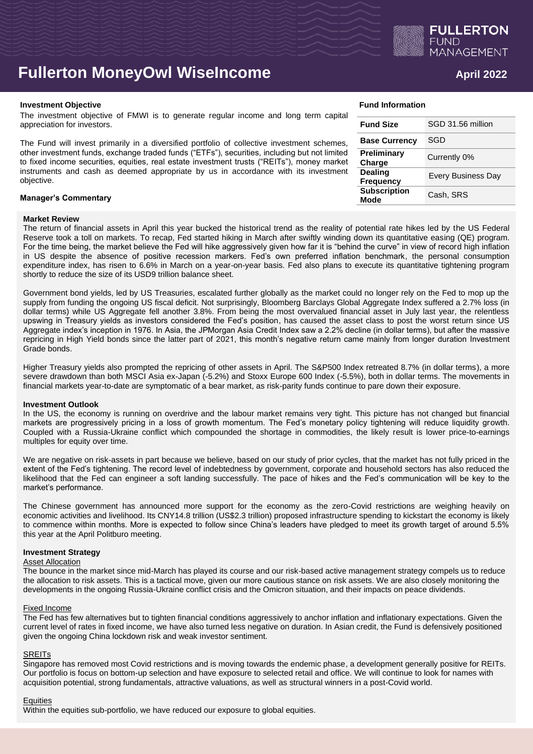# Fullerton MoneyOwl WiseIncome

April 2022

### Investment Objective

The investment objective of FMWI is to generate regular income and long term capital appreciation for investors.

The Fund will invest primarily in a diversified portfolio of collective investment schemes, other investment funds, exchange traded funds ("ETFs"), securities, including but not limited to fixed income securities, equities, real estate investment trusts ("REITs"), money market instruments and cash as deemed appropriate by us in accordance with its investment objective.

### Fund Information

| | |
|---|---|
| **Fund Size** | SGD 31.56 million |
| **Base Currency** | SGD |
| **Preliminary Charge** | Currently 0% |
| **Dealing Frequency** | Every Business Day |
| **Subscription Mode** | Cash, SRS |

### Manager's Commentary

#### Market Review

The return of financial assets in April this year bucked the historical trend as the reality of potential rate hikes led by the US Federal Reserve took a toll on markets. To recap, Fed started hiking in March after swiftly winding down its quantitative easing (QE) program. For the time being, the market believe the Fed will hike aggressively given how far it is "behind the curve" in view of record high inflation in US despite the absence of positive recession markers. Fed's own preferred inflation benchmark, the personal consumption expenditure index, has risen to 6.6% in March on a year-on-year basis. Fed also plans to execute its quantitative tightening program shortly to reduce the size of its USD9 trillion balance sheet.

Government bond yields, led by US Treasuries, escalated further globally as the market could no longer rely on the Fed to mop up the supply from funding the ongoing US fiscal deficit. Not surprisingly, Bloomberg Barclays Global Aggregate Index suffered a 2.7% loss (in dollar terms) while US Aggregate fell another 3.8%. From being the most overvalued financial asset in July last year, the relentless upswing in Treasury yields as investors considered the Fed's position, has caused the asset class to post the worst return since US Aggregate index's inception in 1976. In Asia, the JPMorgan Asia Credit Index saw a 2.2% decline (in dollar terms), but after the massive repricing in High Yield bonds since the latter part of 2021, this month's negative return came mainly from longer duration Investment Grade bonds.

Higher Treasury yields also prompted the repricing of other assets in April. The S&P500 Index retreated 8.7% (in dollar terms), a more severe drawdown than both MSCI Asia ex-Japan (-5.2%) and Stoxx Europe 600 Index (-5.5%), both in dollar terms. The movements in financial markets year-to-date are symptomatic of a bear market, as risk-parity funds continue to pare down their exposure.

#### Investment Outlook

In the US, the economy is running on overdrive and the labour market remains very tight. This picture has not changed but financial markets are progressively pricing in a loss of growth momentum. The Fed's monetary policy tightening will reduce liquidity growth. Coupled with a Russia-Ukraine conflict which compounded the shortage in commodities, the likely result is lower price-to-earnings multiples for equity over time.

We are negative on risk-assets in part because we believe, based on our study of prior cycles, that the market has not fully priced in the extent of the Fed's tightening. The record level of indebtedness by government, corporate and household sectors has also reduced the likelihood that the Fed can engineer a soft landing successfully. The pace of hikes and the Fed's communication will be key to the market's performance.

The Chinese government has announced more support for the economy as the zero-Covid restrictions are weighing heavily on economic activities and livelihood. Its CNY14.8 trillion (US$2.3 trillion) proposed infrastructure spending to kickstart the economy is likely to commence within months. More is expected to follow since China's leaders have pledged to meet its growth target of around 5.5% this year at the April Politburo meeting.

#### Investment Strategy

Asset Allocation

The bounce in the market since mid-March has played its course and our risk-based active management strategy compels us to reduce the allocation to risk assets. This is a tactical move, given our more cautious stance on risk assets. We are also closely monitoring the developments in the ongoing Russia-Ukraine conflict crisis and the Omicron situation, and their impacts on peace dividends.

Fixed Income

The Fed has few alternatives but to tighten financial conditions aggressively to anchor inflation and inflationary expectations. Given the current level of rates in fixed income, we have also turned less negative on duration. In Asian credit, the Fund is defensively positioned given the ongoing China lockdown risk and weak investor sentiment.

SREITs

Singapore has removed most Covid restrictions and is moving towards the endemic phase, a development generally positive for REITs. Our portfolio is focus on bottom-up selection and have exposure to selected retail and office. We will continue to look for names with acquisition potential, strong fundamentals, attractive valuations, as well as structural winners in a post-Covid world.

Equities

Within the equities sub-portfolio, we have reduced our exposure to global equities.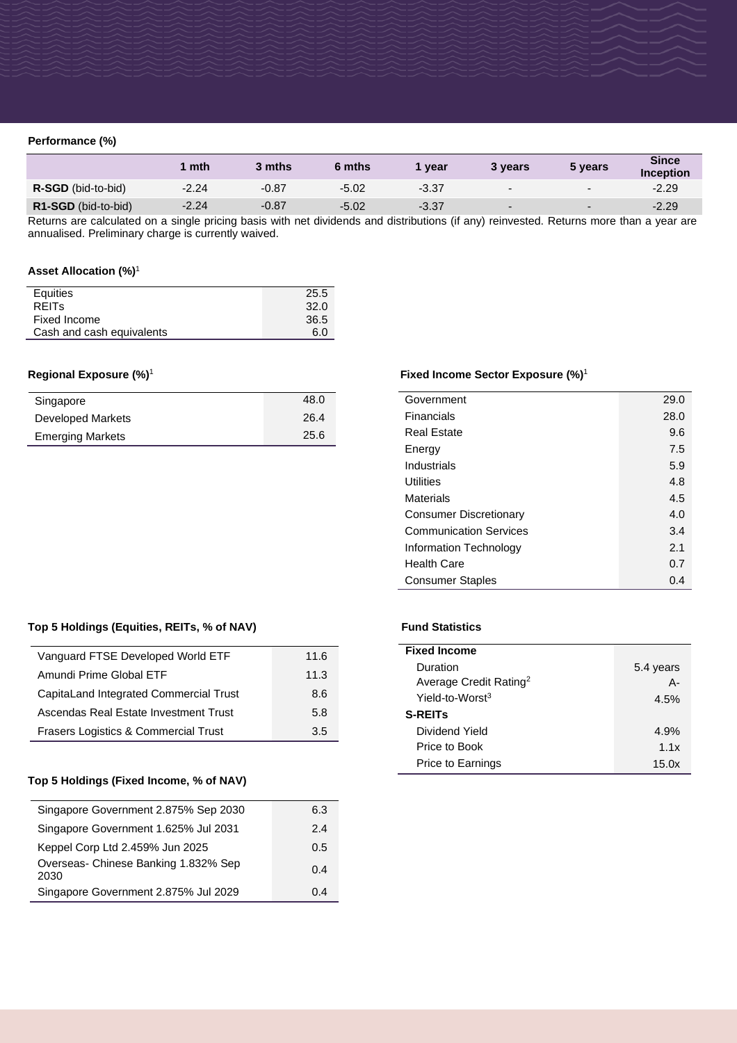## Performance (%)

| | 1 mth | 3 mths | 6 mths | 1 year | 3 years | 5 years | Since Inception |
|---|---|---|---|---|---|---|---|
| **R-SGD** (bid-to-bid) | -2.24 | -0.87 | -5.02 | -3.37 | - | - | -2.29 |
| **R1-SGD** (bid-to-bid) | -2.24 | -0.87 | -5.02 | -3.37 | - | - | -2.29 |

Returns are calculated on a single pricing basis with net dividends and distributions (if any) reinvested. Returns more than a year are annualised. Preliminary charge is currently waived.

## Asset Allocation (%)[1]

| | |
|---|---|
| Equities | 25.5 |
| REITs | 32.0 |
| Fixed Income | 36.5 |
| Cash and cash equivalents | 6.0 |

## Regional Exposure (%)[1]

| | |
|---|---|
| Singapore | 48.0 |
| Developed Markets | 26.4 |
| Emerging Markets | 25.6 |

## Fixed Income Sector Exposure (%)[1]

| | |
|---|---|
| Government | 29.0 |
| Financials | 28.0 |
| Real Estate | 9.6 |
| Energy | 7.5 |
| Industrials | 5.9 |
| Utilities | 4.8 |
| Materials | 4.5 |
| Consumer Discretionary | 4.0 |
| Communication Services | 3.4 |
| Information Technology | 2.1 |
| Health Care | 0.7 |
| Consumer Staples | 0.4 |

## Top 5 Holdings (Equities, REITs, % of NAV)

| | |
|---|---|
| Vanguard FTSE Developed World ETF | 11.6 |
| Amundi Prime Global ETF | 11.3 |
| CapitaLand Integrated Commercial Trust | 8.6 |
| Ascendas Real Estate Investment Trust | 5.8 |
| Frasers Logistics & Commercial Trust | 3.5 |

## Top 5 Holdings (Fixed Income, % of NAV)

| | |
|---|---|
| Singapore Government 2.875% Sep 2030 | 6.3 |
| Singapore Government 1.625% Jul 2031 | 2.4 |
| Keppel Corp Ltd 2.459% Jun 2025 | 0.5 |
| Overseas- Chinese Banking 1.832% Sep 2030 | 0.4 |
| Singapore Government 2.875% Jul 2029 | 0.4 |

## Fund Statistics

| | |
|---|---|
| **Fixed Income** | |
| Duration | 5.4 years |
| Average Credit Rating[2] | A- |
| Yield-to-Worst[3] | 4.5% |
| **S-REITs** | |
| Dividend Yield | 4.9% |
| Price to Book | 1.1x |
| Price to Earnings | 15.0x |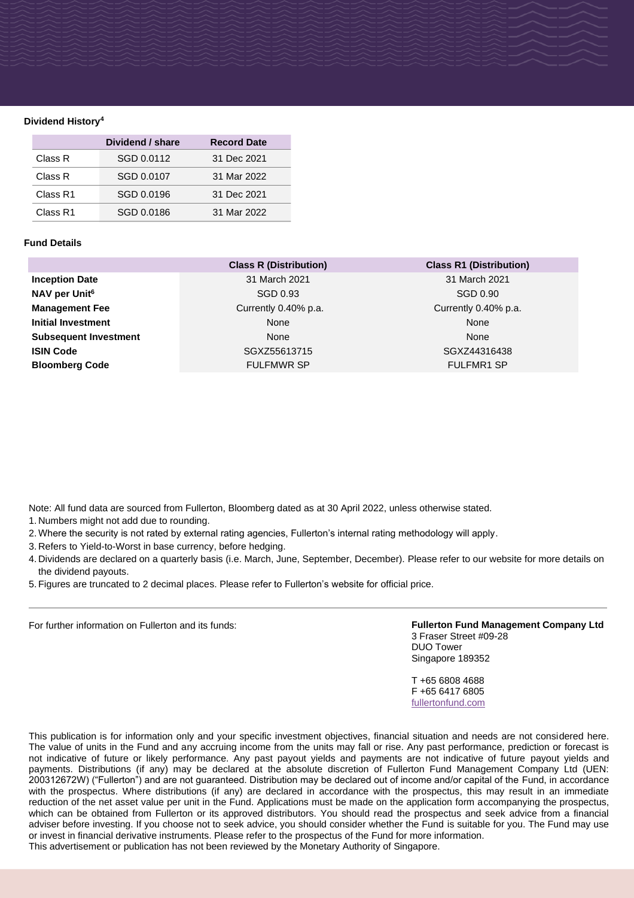### Dividend History[4]

| | Dividend / share | Record Date |
|---|---|---|
| Class R | SGD 0.0112 | 31 Dec 2021 |
| Class R | SGD 0.0107 | 31 Mar 2022 |
| Class R1 | SGD 0.0196 | 31 Dec 2021 |
| Class R1 | SGD 0.0186 | 31 Mar 2022 |

### Fund Details

| | Class R (Distribution) | Class R1 (Distribution) |
|---|---|---|
| **Inception Date** | 31 March 2021 | 31 March 2021 |
| **NAV per Unit[6]** | SGD 0.93 | SGD 0.90 |
| **Management Fee** | Currently 0.40% p.a. | Currently 0.40% p.a. |
| **Initial Investment** | None | None |
| **Subsequent Investment** | None | None |
| **ISIN Code** | SGXZ55613715 | SGXZ44316438 |
| **Bloomberg Code** | FULFMWR SP | FULFMR1 SP |

Note: All fund data are sourced from Fullerton, Bloomberg dated as at 30 April 2022, unless otherwise stated.

1. Numbers might not add due to rounding.
2. Where the security is not rated by external rating agencies, Fullerton's internal rating methodology will apply.
3. Refers to Yield-to-Worst in base currency, before hedging.
4. Dividends are declared on a quarterly basis (i.e. March, June, September, December). Please refer to our website for more details on the dividend payouts.
5. Figures are truncated to 2 decimal places. Please refer to Fullerton's website for official price.

For further information on Fullerton and its funds:

**Fullerton Fund Management Company Ltd**
3 Fraser Street #09-28
DUO Tower
Singapore 189352

T +65 6808 4688
F +65 6417 6805
fullertonfund.com

This publication is for information only and your specific investment objectives, financial situation and needs are not considered here. The value of units in the Fund and any accruing income from the units may fall or rise. Any past performance, prediction or forecast is not indicative of future or likely performance. Any past payout yields and payments are not indicative of future payout yields and payments. Distributions (if any) may be declared at the absolute discretion of Fullerton Fund Management Company Ltd (UEN: 200312672W) ("Fullerton") and are not guaranteed. Distribution may be declared out of income and/or capital of the Fund, in accordance with the prospectus. Where distributions (if any) are declared in accordance with the prospectus, this may result in an immediate reduction of the net asset value per unit in the Fund. Applications must be made on the application form accompanying the prospectus, which can be obtained from Fullerton or its approved distributors. You should read the prospectus and seek advice from a financial adviser before investing. If you choose not to seek advice, you should consider whether the Fund is suitable for you. The Fund may use or invest in financial derivative instruments. Please refer to the prospectus of the Fund for more information.
This advertisement or publication has not been reviewed by the Monetary Authority of Singapore.